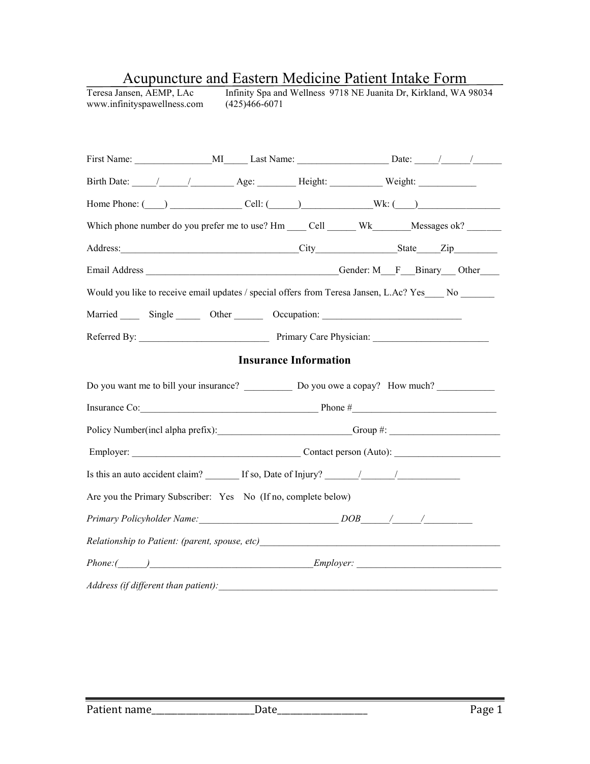# Acupuncture and Eastern Medicine Patient Intake Form

Teresa Jansen, AEMP, LAc  Infinity Spa and Wellness 9718 NE Juanita Dr, Kirkland, WA 98034
www.infinityspawellness.com  (425)466-6071

First Name: ________________MI_____ Last Name: ___________________ Date: _____/______/______

Birth Date: _____/______/_________ Age: ________ Height: ___________ Weight: ____________

Home Phone: (____) _______________ Cell: (______)_______________Wk: (____)_________________

Which phone number do you prefer me to use? Hm ____ Cell ______ Wk________Messages ok? _______

Address:_____________________________________City_________________State_____Zip_________

Email Address _________________________________________Gender: M___F___Binary___ Other____

Would you like to receive email updates / special offers from Teresa Jansen, L.Ac? Yes____ No _______

Married ____ Single _____ Other ______ Occupation: ____________________________

Referred By: ___________________________ Primary Care Physician: ________________________

## Insurance Information

Do you want me to bill your insurance? __________ Do you owe a copay? How much? ____________

Insurance Co:_____________________________________ Phone #______________________________

Policy Number(incl alpha prefix):___________________________Group #: _______________________

Employer: ___________________________________ Contact person (Auto): ______________________

Is this an auto accident claim? _______ If so, Date of Injury? _______/_______/_____________

Are you the Primary Subscriber: Yes No (If no, complete below)

*Primary Policyholder Name:_____________________________ DOB______/______/__________*

*Relationship to Patient: (parent, spouse, etc)__________________________________________________*

*Phone:(______)__________________________________Employer: ______________________________*

*Address (if different than patient):____________________________________________________________*

Patient name_____________________Date__________________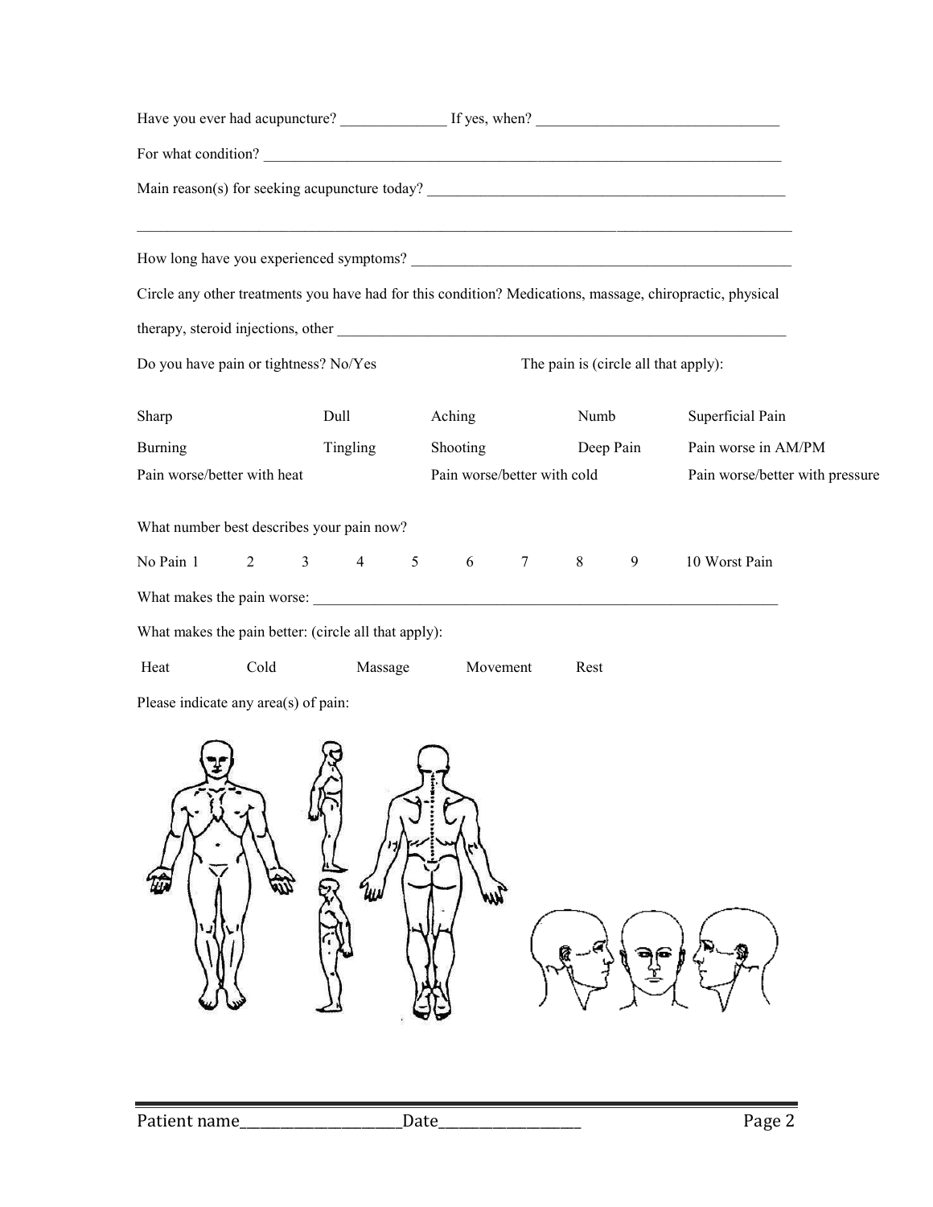Have you ever had acupuncture? ______________ If yes, when? ________________________________

For what condition? ________________________________________________________________________

Main reason(s) for seeking acupuncture today? ______________________________________________

____________________________________________________________________________________________

How long have you experienced symptoms? ____________________________________________________

Circle any other treatments you have had for this condition? Medications, massage, chiropractic, physical therapy, steroid injections, other ______________________________________________________________

Do you have pain or tightness? No/Yes

The pain is (circle all that apply):

| | | | | |
|---|---|---|---|---|
| Sharp | Dull | Aching | Numb | Superficial Pain |
| Burning | Tingling | Shooting | Deep Pain | Pain worse in AM/PM |
| Pain worse/better with heat | | Pain worse/better with cold | | Pain worse/better with pressure |

What number best describes your pain now?

No Pain 1 2 3 4 5 6 7 8 9 10 Worst Pain

What makes the pain worse: ________________________________________________________________

What makes the pain better: (circle all that apply):

Heat Cold Massage Movement Rest

Please indicate any area(s) of pain:

Patient name_____________________ Date__________________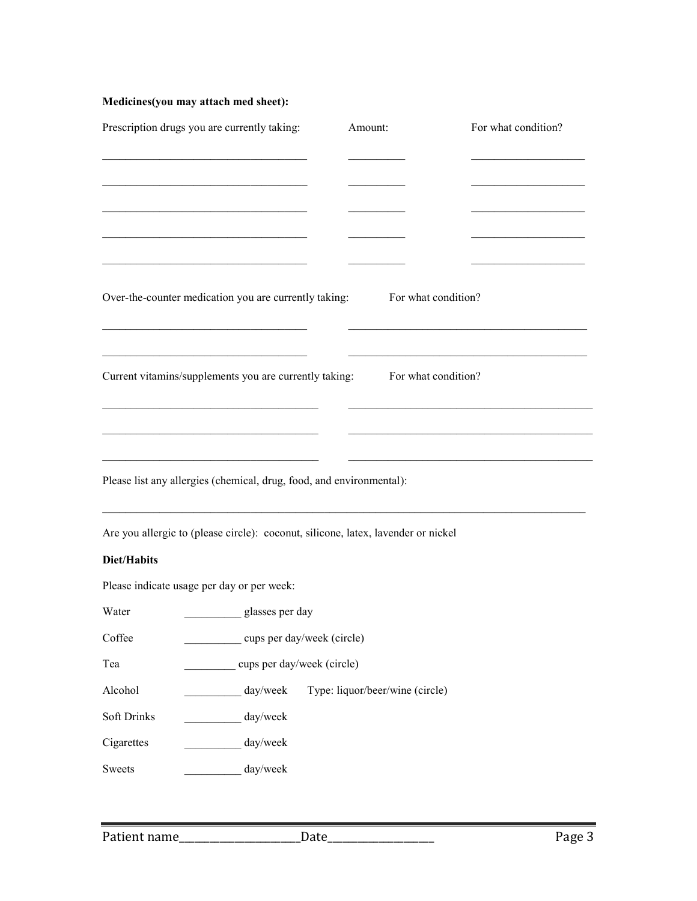**Medicines(you may attach med sheet):**

| Prescription drugs you are currently taking: | Amount: | For what condition? |
|---|---|---|
| ___________________________________ | __________ | ____________________ |
| ___________________________________ | __________ | ____________________ |
| ___________________________________ | __________ | ____________________ |
| ___________________________________ | __________ | ____________________ |
| ___________________________________ | __________ | ____________________ |

| Over-the-counter medication you are currently taking: | For what condition? |
|---|---|
| ___________________________________ | ___________________________________________ |
| ___________________________________ | ___________________________________________ |

| Current vitamins/supplements you are currently taking: | For what condition? |
|---|---|
| _____________________________________ | ____________________________________________ |
| _____________________________________ | ____________________________________________ |
| _____________________________________ | ____________________________________________ |

Please list any allergies (chemical, drug, food, and environmental):

_________________________________________________________________________________

Are you allergic to (please circle): coconut, silicone, latex, lavender or nickel

**Diet/Habits**

Please indicate usage per day or per week:

Water __________ glasses per day

Coffee __________ cups per day/week (circle)

Tea _________ cups per day/week (circle)

Alcohol __________ day/week Type: liquor/beer/wine (circle)

Soft Drinks __________ day/week

Cigarettes __________ day/week

Sweets __________ day/week

Patient name____________________Date________________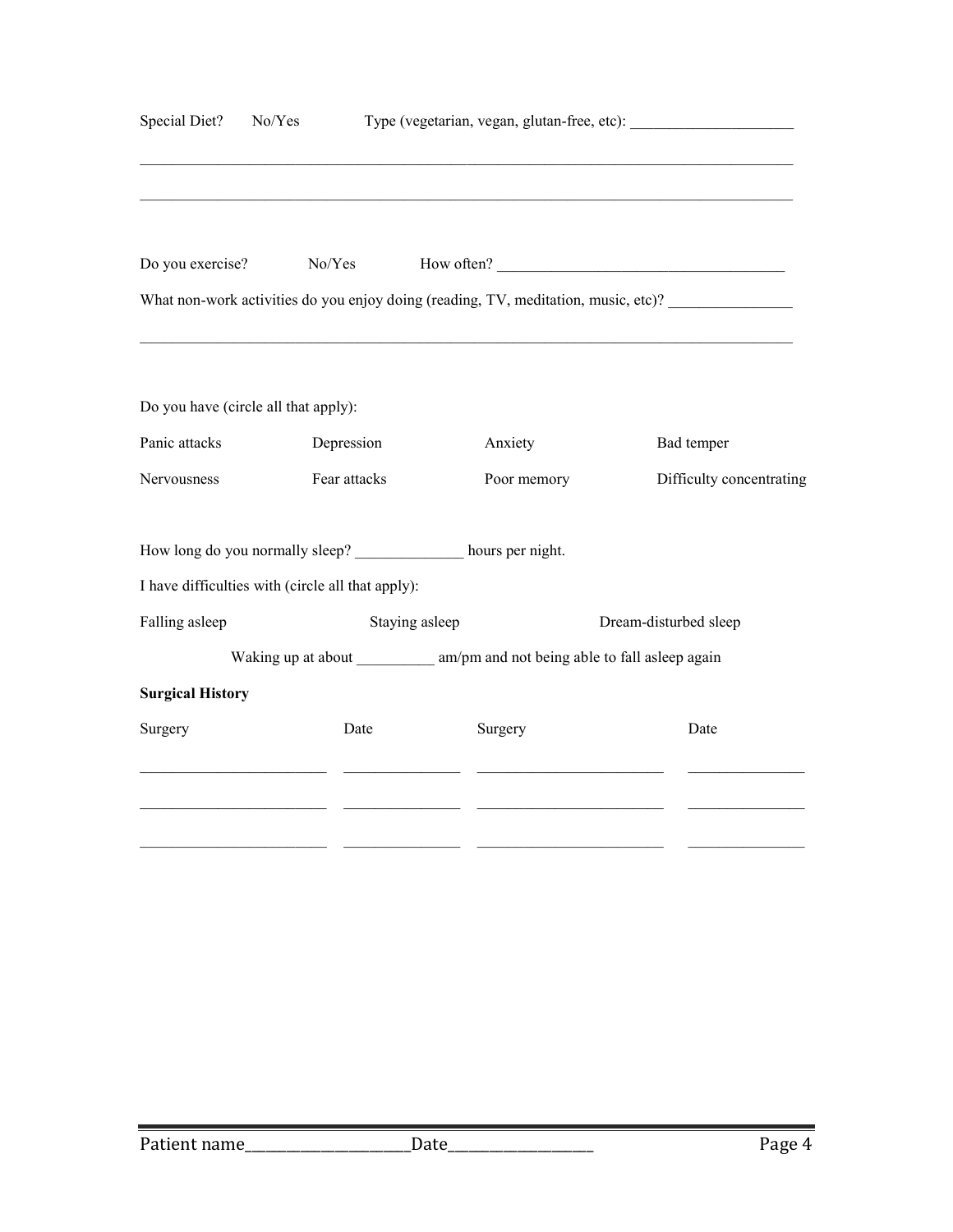Special Diet? No/Yes Type (vegetarian, vegan, glutan-free, etc): _____________________

_____________________________________________________________________________

_____________________________________________________________________________

Do you exercise? No/Yes How often? _____________________________________

What non-work activities do you enjoy doing (reading, TV, meditation, music, etc)? ________________

_____________________________________________________________________________

Do you have (circle all that apply):

| | | | |
|---|---|---|---|
| Panic attacks | Depression | Anxiety | Bad temper |
| Nervousness | Fear attacks | Poor memory | Difficulty concentrating |

How long do you normally sleep? ______________ hours per night.

I have difficulties with (circle all that apply):

Falling asleep Staying asleep Dream-disturbed sleep

Waking up at about __________ am/pm and not being able to fall asleep again

**Surgical History**

| Surgery | Date | Surgery | Date |
|---|---|---|---|
| | | | |
| | | | |
| | | | |

Patient name____________________Date_________________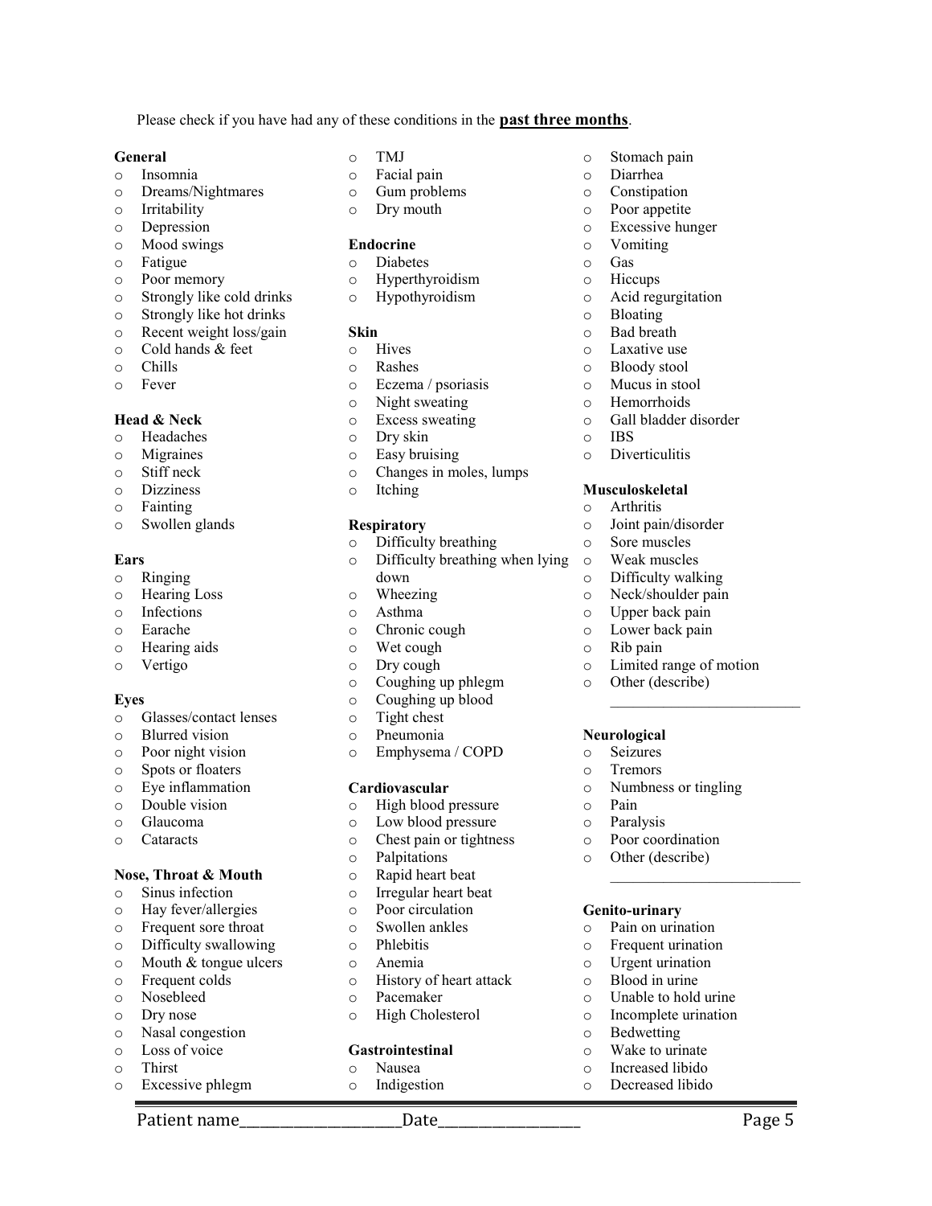Please check if you have had any of these conditions in the **past three months**.

**General**

- Insomnia
- Dreams/Nightmares
- Irritability
- Depression
- Mood swings
- Fatigue
- Poor memory
- Strongly like cold drinks
- Strongly like hot drinks
- Recent weight loss/gain
- Cold hands & feet
- Chills
- Fever

**Head & Neck**

- Headaches
- Migraines
- Stiff neck
- Dizziness
- Fainting
- Swollen glands

**Ears**

- Ringing
- Hearing Loss
- Infections
- Earache
- Hearing aids
- Vertigo

**Eyes**

- Glasses/contact lenses
- Blurred vision
- Poor night vision
- Spots or floaters
- Eye inflammation
- Double vision
- Glaucoma
- Cataracts

**Nose, Throat & Mouth**

- Sinus infection
- Hay fever/allergies
- Frequent sore throat
- Difficulty swallowing
- Mouth & tongue ulcers
- Frequent colds
- Nosebleed
- Dry nose
- Nasal congestion
- Loss of voice
- Thirst
- Excessive phlegm
- TMJ
- Facial pain
- Gum problems
- Dry mouth

**Endocrine**

- Diabetes
- Hyperthyroidism
- Hypothyroidism

**Skin**

- Hives
- Rashes
- Eczema / psoriasis
- Night sweating
- Excess sweating
- Dry skin
- Easy bruising
- Changes in moles, lumps
- Itching

**Respiratory**

- Difficulty breathing
- Difficulty breathing when lying down
- Wheezing
- Asthma
- Chronic cough
- Wet cough
- Dry cough
- Coughing up phlegm
- Coughing up blood
- Tight chest
- Pneumonia
- Emphysema / COPD

**Cardiovascular**

- High blood pressure
- Low blood pressure
- Chest pain or tightness
- Palpitations
- Rapid heart beat
- Irregular heart beat
- Poor circulation
- Swollen ankles
- Phlebitis
- Anemia
- History of heart attack
- Pacemaker
- High Cholesterol

**Gastrointestinal**

- Nausea
- Indigestion
- Stomach pain
- Diarrhea
- Constipation
- Poor appetite
- Excessive hunger
- Vomiting
- Gas
- Hiccups
- Acid regurgitation
- Bloating
- Bad breath
- Laxative use
- Bloody stool
- Mucus in stool
- Hemorrhoids
- Gall bladder disorder
- IBS
- Diverticulitis

**Musculoskeletal**

- Arthritis
- Joint pain/disorder
- Sore muscles
- Weak muscles
- Difficulty walking
- Neck/shoulder pain
- Upper back pain
- Lower back pain
- Rib pain
- Limited range of motion
- Other (describe) ________________________

**Neurological**

- Seizures
- Tremors
- Numbness or tingling
- Pain
- Paralysis
- Poor coordination
- Other (describe) ________________________

**Genito-urinary**

- Pain on urination
- Frequent urination
- Urgent urination
- Blood in urine
- Unable to hold urine
- Incomplete urination
- Bedwetting
- Wake to urinate
- Increased libido
- Decreased libido

Patient name____________________ Date_________________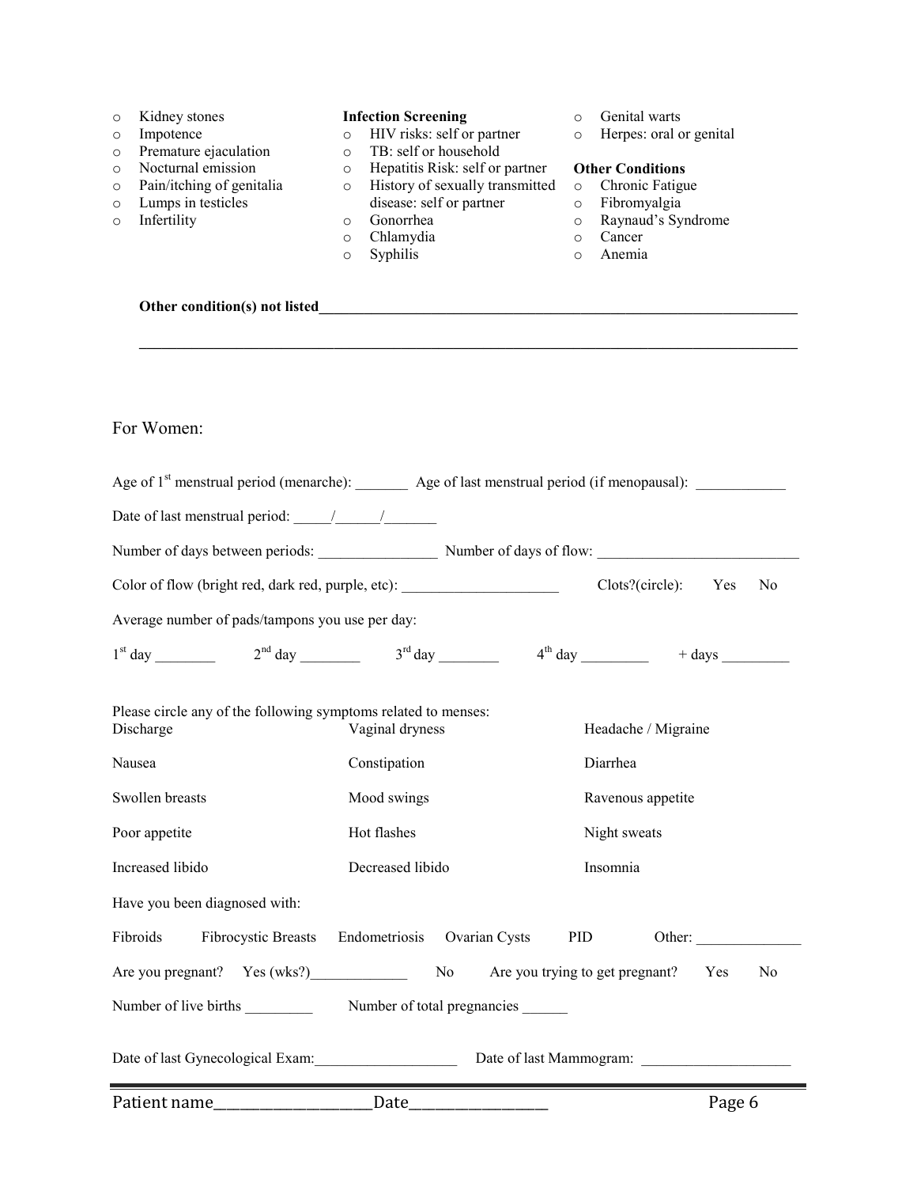- Kidney stones
- Impotence
- Premature ejaculation
- Nocturnal emission
- Pain/itching of genitalia
- Lumps in testicles
- Infertility

**Infection Screening**

- HIV risks: self or partner
- TB: self or household
- Hepatitis Risk: self or partner
- History of sexually transmitted disease: self or partner
- Gonorrhea
- Chlamydia
- Syphilis
- Genital warts
- Herpes: oral or genital

**Other Conditions**

- Chronic Fatigue
- Fibromyalgia
- Raynaud's Syndrome
- Cancer
- Anemia

**Other condition(s) not listed**\_\_\_\_\_\_\_\_\_\_\_\_\_\_\_\_\_\_\_\_\_\_\_\_\_\_\_\_\_\_\_\_\_\_\_\_\_\_\_\_

\_\_\_\_\_\_\_\_\_\_\_\_\_\_\_\_\_\_\_\_\_\_\_\_\_\_\_\_\_\_\_\_\_\_\_\_\_\_\_\_\_\_\_\_\_\_\_\_\_\_\_\_

## For Women:

Age of 1st menstrual period (menarche): \_\_\_\_\_\_\_ Age of last menstrual period (if menopausal): \_\_\_\_\_\_\_\_\_\_\_\_

Date of last menstrual period: \_\_\_\_\_/\_\_\_\_\_\_/\_\_\_\_\_\_\_

Number of days between periods: \_\_\_\_\_\_\_\_\_\_\_\_\_\_\_\_ Number of days of flow: \_\_\_\_\_\_\_\_\_\_\_\_\_\_\_\_\_\_\_\_\_\_\_\_\_\_\_

Color of flow (bright red, dark red, purple, etc): \_\_\_\_\_\_\_\_\_\_\_\_\_\_\_\_\_\_\_\_\_ Clots?(circle): Yes No

Average number of pads/tampons you use per day:

1st day \_\_\_\_\_\_\_\_ 2nd day \_\_\_\_\_\_\_\_ 3rd day \_\_\_\_\_\_\_\_ 4th day \_\_\_\_\_\_\_\_\_ + days \_\_\_\_\_\_\_\_\_

Please circle any of the following symptoms related to menses:

| | | |
|---|---|---|
| Discharge | Vaginal dryness | Headache / Migraine |
| Nausea | Constipation | Diarrhea |
| Swollen breasts | Mood swings | Ravenous appetite |
| Poor appetite | Hot flashes | Night sweats |
| Increased libido | Decreased libido | Insomnia |

Have you been diagnosed with:

Fibroids Fibrocystic Breasts Endometriosis Ovarian Cysts PID Other: \_\_\_\_\_\_\_\_\_\_\_\_\_\_

Are you pregnant? Yes (wks?)\_\_\_\_\_\_\_\_\_\_\_\_\_ No Are you trying to get pregnant? Yes No

Number of live births \_\_\_\_\_\_\_\_\_ Number of total pregnancies \_\_\_\_\_\_

Date of last Gynecological Exam:\_\_\_\_\_\_\_\_\_\_\_\_\_\_\_\_\_\_\_ Date of last Mammogram: \_\_\_\_\_\_\_\_\_\_\_\_\_\_\_\_\_\_\_\_

Patient name\_\_\_\_\_\_\_\_\_\_\_\_\_\_\_\_\_\_\_\_\_Date\_\_\_\_\_\_\_\_\_\_\_\_\_\_\_\_\_\_\_